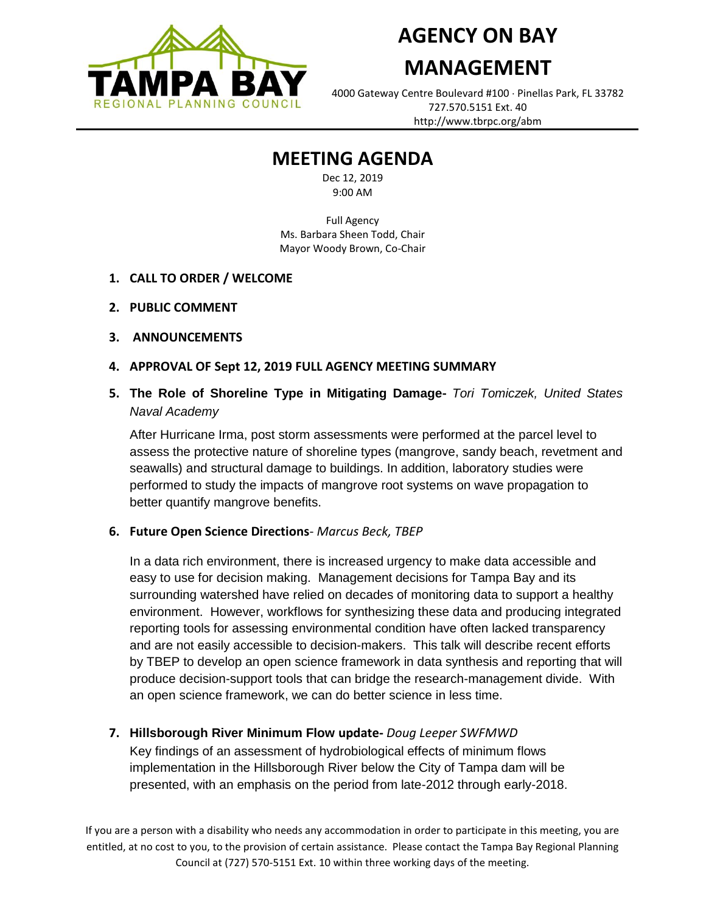# AGENCY ON BAY MANAGEMENT

TAMPA BAY REGIONAL PLANNING COUNCIL

4000 Gateway Centre Boulevard #100 · Pinellas Park, FL 33782
727.570.5151 Ext. 40
http://www.tbrpc.org/abm

## MEETING AGENDA

Dec 12, 2019
9:00 AM

Full Agency
Ms. Barbara Sheen Todd, Chair
Mayor Woody Brown, Co-Chair

1. **CALL TO ORDER / WELCOME**

2. **PUBLIC COMMENT**

3. **ANNOUNCEMENTS**

4. **APPROVAL OF Sept 12, 2019 FULL AGENCY MEETING SUMMARY**

5. **The Role of Shoreline Type in Mitigating Damage-** *Tori Tomiczek, United States Naval Academy*

   After Hurricane Irma, post storm assessments were performed at the parcel level to assess the protective nature of shoreline types (mangrove, sandy beach, revetment and seawalls) and structural damage to buildings. In addition, laboratory studies were performed to study the impacts of mangrove root systems on wave propagation to better quantify mangrove benefits.

6. **Future Open Science Directions**- *Marcus Beck, TBEP*

   In a data rich environment, there is increased urgency to make data accessible and easy to use for decision making. Management decisions for Tampa Bay and its surrounding watershed have relied on decades of monitoring data to support a healthy environment. However, workflows for synthesizing these data and producing integrated reporting tools for assessing environmental condition have often lacked transparency and are not easily accessible to decision-makers. This talk will describe recent efforts by TBEP to develop an open science framework in data synthesis and reporting that will produce decision-support tools that can bridge the research-management divide. With an open science framework, we can do better science in less time.

7. **Hillsborough River Minimum Flow update-** *Doug Leeper SWFMWD*

   Key findings of an assessment of hydrobiological effects of minimum flows implementation in the Hillsborough River below the City of Tampa dam will be presented, with an emphasis on the period from late-2012 through early-2018.

If you are a person with a disability who needs any accommodation in order to participate in this meeting, you are entitled, at no cost to you, to the provision of certain assistance. Please contact the Tampa Bay Regional Planning Council at (727) 570-5151 Ext. 10 within three working days of the meeting.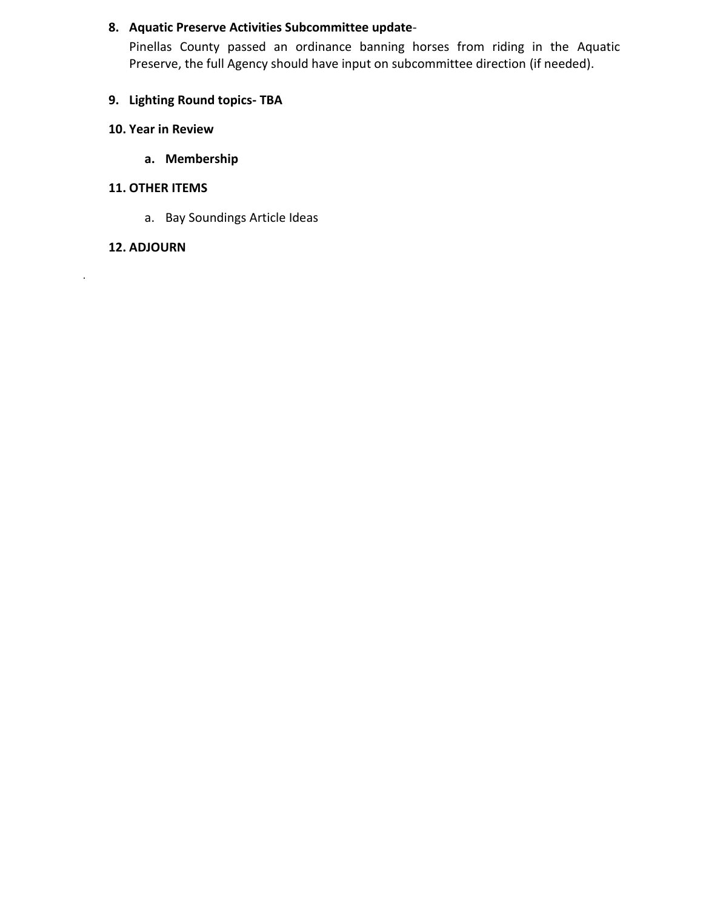8. **Aquatic Preserve Activities Subcommittee update**-
   Pinellas County passed an ordinance banning horses from riding in the Aquatic Preserve, the full Agency should have input on subcommittee direction (if needed).

9. **Lighting Round topics- TBA**

10. **Year in Review**

    a. **Membership**

11. **OTHER ITEMS**

    a. Bay Soundings Article Ideas

12. **ADJOURN**